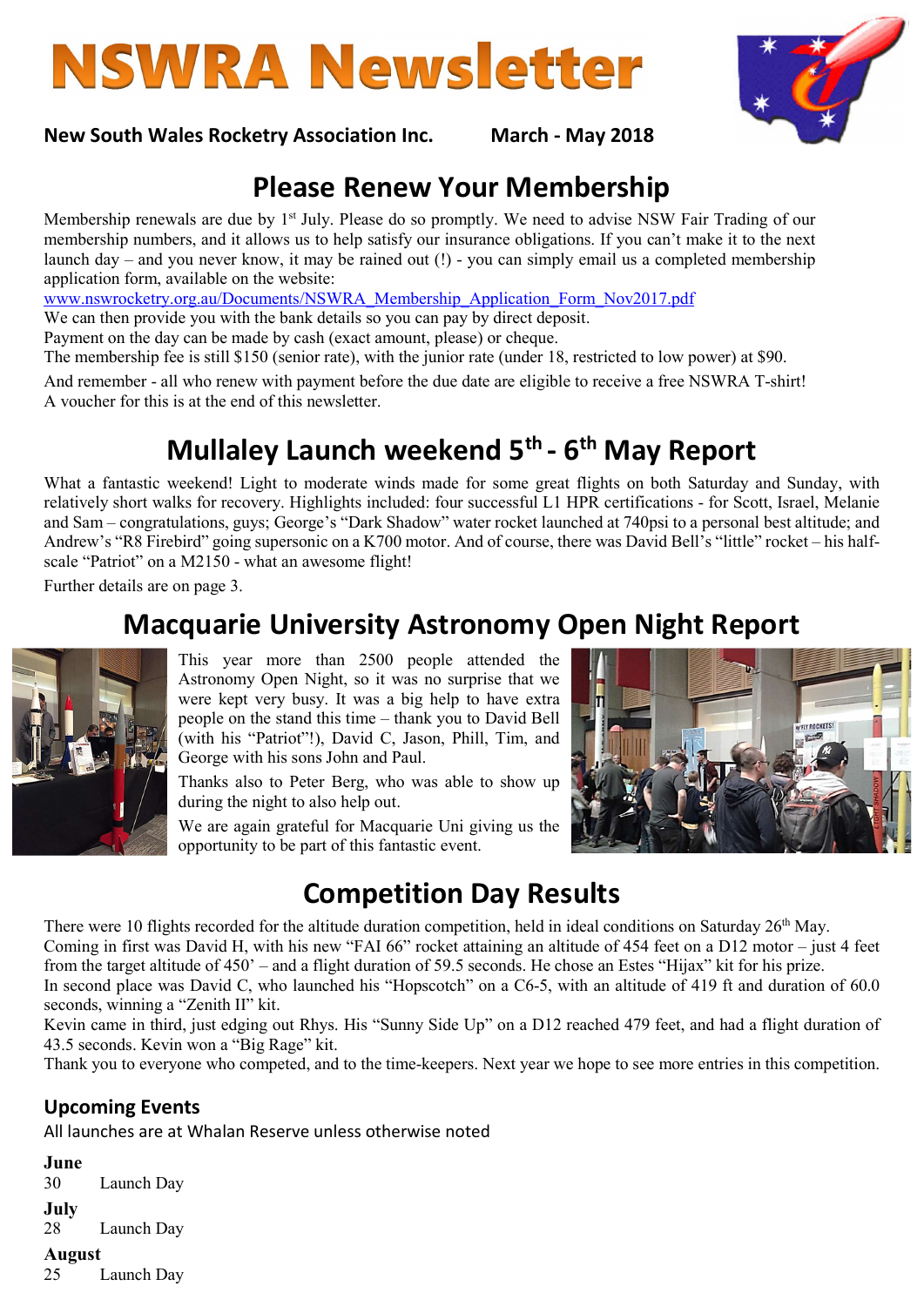# NSWRA Newsletter

**New South Wales Rocketry Association Inc.** **March - May 2018**

## Please Renew Your Membership

Membership renewals are due by 1st July. Please do so promptly. We need to advise NSW Fair Trading of our membership numbers, and it allows us to help satisfy our insurance obligations. If you can't make it to the next launch day – and you never know, it may be rained out (!) - you can simply email us a completed membership application form, available on the website:
www.nswrocketry.org.au/Documents/NSWRA_Membership_Application_Form_Nov2017.pdf
We can then provide you with the bank details so you can pay by direct deposit.
Payment on the day can be made by cash (exact amount, please) or cheque.
The membership fee is still $150 (senior rate), with the junior rate (under 18, restricted to low power) at $90.

And remember - all who renew with payment before the due date are eligible to receive a free NSWRA T-shirt! A voucher for this is at the end of this newsletter.

## Mullaley Launch weekend 5th - 6th May Report

What a fantastic weekend! Light to moderate winds made for some great flights on both Saturday and Sunday, with relatively short walks for recovery. Highlights included: four successful L1 HPR certifications - for Scott, Israel, Melanie and Sam – congratulations, guys; George's "Dark Shadow" water rocket launched at 740psi to a personal best altitude; and Andrew's "R8 Firebird" going supersonic on a K700 motor. And of course, there was David Bell's "little" rocket – his half-scale "Patriot" on a M2150 - what an awesome flight!

Further details are on page 3.

## Macquarie University Astronomy Open Night Report

This year more than 2500 people attended the Astronomy Open Night, so it was no surprise that we were kept very busy. It was a big help to have extra people on the stand this time – thank you to David Bell (with his "Patriot"!), David C, Jason, Phill, Tim, and George with his sons John and Paul.

Thanks also to Peter Berg, who was able to show up during the night to also help out.

We are again grateful for Macquarie Uni giving us the opportunity to be part of this fantastic event.

## Competition Day Results

There were 10 flights recorded for the altitude duration competition, held in ideal conditions on Saturday 26th May.
Coming in first was David H, with his new "FAI 66" rocket attaining an altitude of 454 feet on a D12 motor – just 4 feet from the target altitude of 450' – and a flight duration of 59.5 seconds. He chose an Estes "Hijax" kit for his prize.
In second place was David C, who launched his "Hopscotch" on a C6-5, with an altitude of 419 ft and duration of 60.0 seconds, winning a "Zenith II" kit.
Kevin came in third, just edging out Rhys. His "Sunny Side Up" on a D12 reached 479 feet, and had a flight duration of 43.5 seconds. Kevin won a "Big Rage" kit.
Thank you to everyone who competed, and to the time-keepers. Next year we hope to see more entries in this competition.

### Upcoming Events

All launches are at Whalan Reserve unless otherwise noted

**June**
30 Launch Day

**July**
28 Launch Day

**August**
25 Launch Day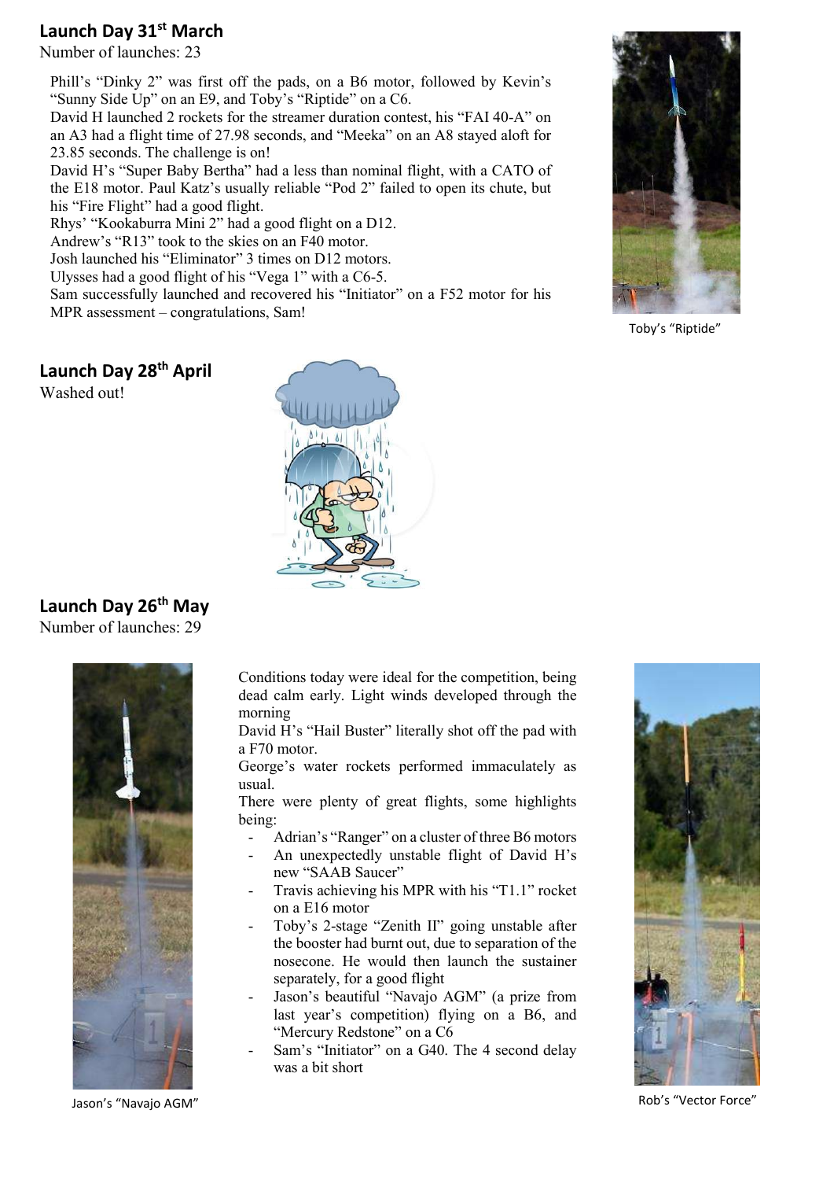## Launch Day 31st March

Number of launches: 23

Phill's "Dinky 2" was first off the pads, on a B6 motor, followed by Kevin's "Sunny Side Up" on an E9, and Toby's "Riptide" on a C6.
David H launched 2 rockets for the streamer duration contest, his "FAI 40-A" on an A3 had a flight time of 27.98 seconds, and "Meeka" on an A8 stayed aloft for 23.85 seconds. The challenge is on!
David H's "Super Baby Bertha" had a less than nominal flight, with a CATO of the E18 motor. Paul Katz's usually reliable "Pod 2" failed to open its chute, but his "Fire Flight" had a good flight.
Rhys' "Kookaburra Mini 2" had a good flight on a D12.
Andrew's "R13" took to the skies on an F40 motor.
Josh launched his "Eliminator" 3 times on D12 motors.
Ulysses had a good flight of his "Vega 1" with a C6-5.
Sam successfully launched and recovered his "Initiator" on a F52 motor for his MPR assessment – congratulations, Sam!

Toby's "Riptide"

## Launch Day 28th April

Washed out!

## Launch Day 26th May

Number of launches: 29

Conditions today were ideal for the competition, being dead calm early. Light winds developed through the morning
David H's "Hail Buster" literally shot off the pad with a F70 motor.
George's water rockets performed immaculately as usual.
There were plenty of great flights, some highlights being:

- Adrian's "Ranger" on a cluster of three B6 motors
- An unexpectedly unstable flight of David H's new "SAAB Saucer"
- Travis achieving his MPR with his "T1.1" rocket on a E16 motor
- Toby's 2-stage "Zenith II" going unstable after the booster had burnt out, due to separation of the nosecone. He would then launch the sustainer separately, for a good flight
- Jason's beautiful "Navajo AGM" (a prize from last year's competition) flying on a B6, and "Mercury Redstone" on a C6
- Sam's "Initiator" on a G40. The 4 second delay was a bit short

Jason's "Navajo AGM"

Rob's "Vector Force"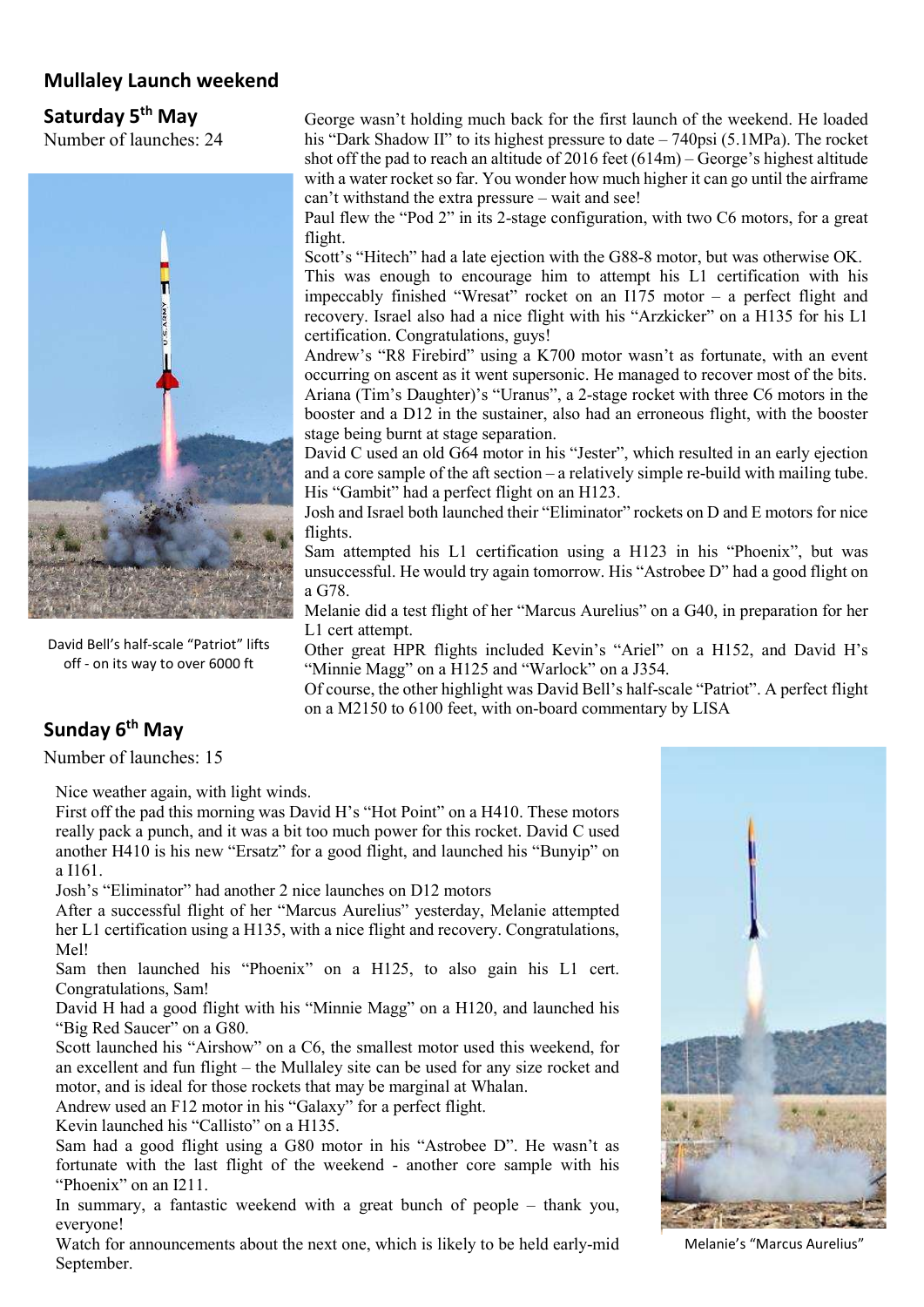## Mullaley Launch weekend

### Saturday 5th May

Number of launches: 24

David Bell's half-scale "Patriot" lifts off - on its way to over 6000 ft

George wasn't holding much back for the first launch of the weekend. He loaded his "Dark Shadow II" to its highest pressure to date – 740psi (5.1MPa). The rocket shot off the pad to reach an altitude of 2016 feet (614m) – George's highest altitude with a water rocket so far. You wonder how much higher it can go until the airframe can't withstand the extra pressure – wait and see!

Paul flew the "Pod 2" in its 2-stage configuration, with two C6 motors, for a great flight.

Scott's "Hitech" had a late ejection with the G88-8 motor, but was otherwise OK. This was enough to encourage him to attempt his L1 certification with his impeccably finished "Wresat" rocket on an I175 motor – a perfect flight and recovery. Israel also had a nice flight with his "Arzkicker" on a H135 for his L1 certification. Congratulations, guys!

Andrew's "R8 Firebird" using a K700 motor wasn't as fortunate, with an event occurring on ascent as it went supersonic. He managed to recover most of the bits.

Ariana (Tim's Daughter)'s "Uranus", a 2-stage rocket with three C6 motors in the booster and a D12 in the sustainer, also had an erroneous flight, with the booster stage being burnt at stage separation.

David C used an old G64 motor in his "Jester", which resulted in an early ejection and a core sample of the aft section – a relatively simple re-build with mailing tube. His "Gambit" had a perfect flight on an H123.

Josh and Israel both launched their "Eliminator" rockets on D and E motors for nice flights.

Sam attempted his L1 certification using a H123 in his "Phoenix", but was unsuccessful. He would try again tomorrow. His "Astrobee D" had a good flight on a G78.

Melanie did a test flight of her "Marcus Aurelius" on a G40, in preparation for her L1 cert attempt.

Other great HPR flights included Kevin's "Ariel" on a H152, and David H's "Minnie Magg" on a H125 and "Warlock" on a J354.

Of course, the other highlight was David Bell's half-scale "Patriot". A perfect flight on a M2150 to 6100 feet, with on-board commentary by LISA

### Sunday 6th May

Number of launches: 15

Nice weather again, with light winds.

First off the pad this morning was David H's "Hot Point" on a H410. These motors really pack a punch, and it was a bit too much power for this rocket. David C used another H410 is his new "Ersatz" for a good flight, and launched his "Bunyip" on a I161.

Josh's "Eliminator" had another 2 nice launches on D12 motors

After a successful flight of her "Marcus Aurelius" yesterday, Melanie attempted her L1 certification using a H135, with a nice flight and recovery. Congratulations, Mel!

Sam then launched his "Phoenix" on a H125, to also gain his L1 cert. Congratulations, Sam!

David H had a good flight with his "Minnie Magg" on a H120, and launched his "Big Red Saucer" on a G80.

Scott launched his "Airshow" on a C6, the smallest motor used this weekend, for an excellent and fun flight – the Mullaley site can be used for any size rocket and motor, and is ideal for those rockets that may be marginal at Whalan.

Andrew used an F12 motor in his "Galaxy" for a perfect flight.

Kevin launched his "Callisto" on a H135.

Sam had a good flight using a G80 motor in his "Astrobee D". He wasn't as fortunate with the last flight of the weekend - another core sample with his "Phoenix" on an I211.

In summary, a fantastic weekend with a great bunch of people – thank you, everyone!

Watch for announcements about the next one, which is likely to be held early-mid September.

Melanie's "Marcus Aurelius"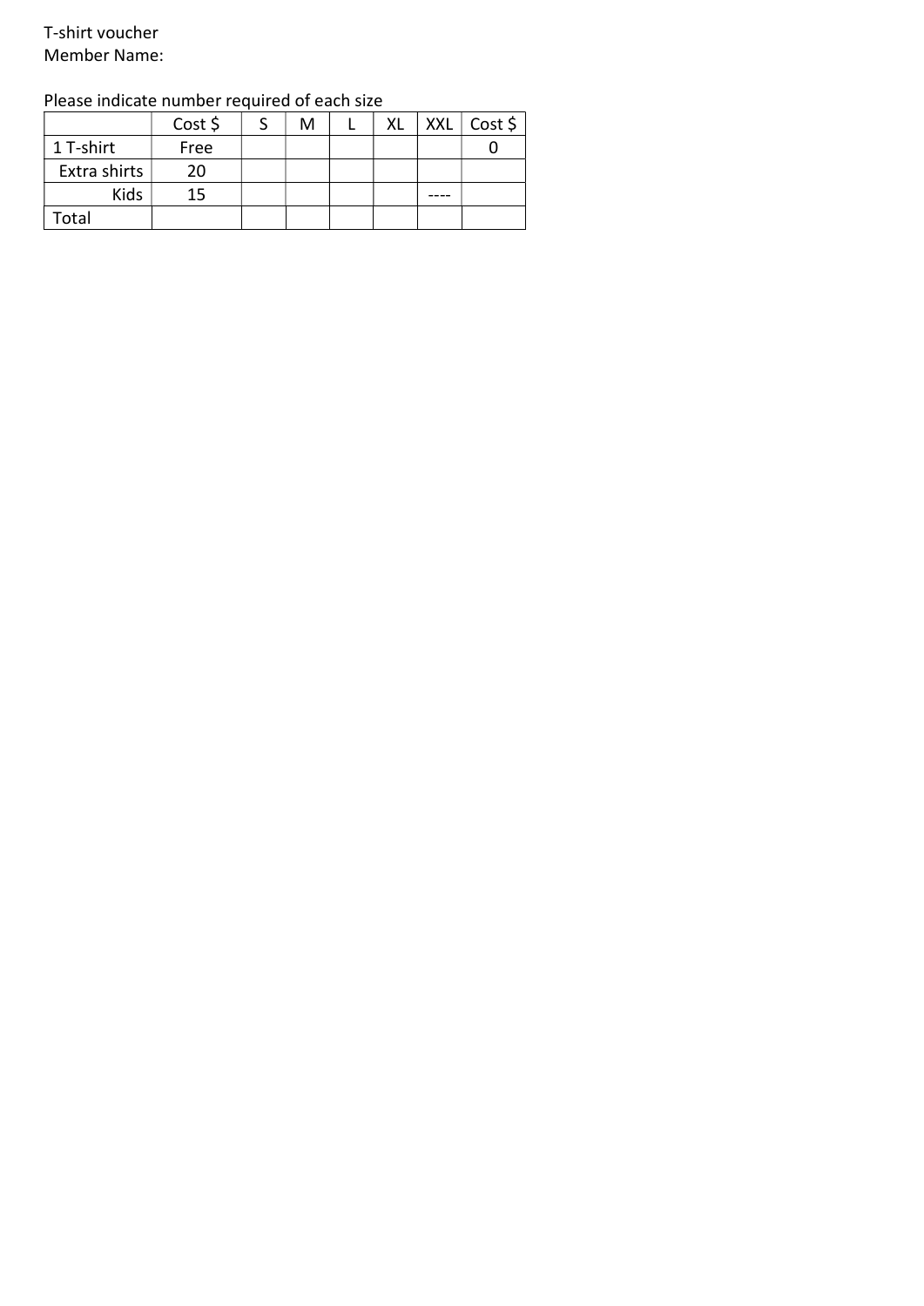T-shirt voucher
Member Name:

Please indicate number required of each size

| | Cost $ | S | M | L | XL | XXL | Cost $ |
|---|---|---|---|---|---|---|---|
| 1 T-shirt | Free | | | | | | 0 |
| Extra shirts | 20 | | | | | | |
| Kids | 15 | | | | | ---- | |
| Total | | | | | | | |